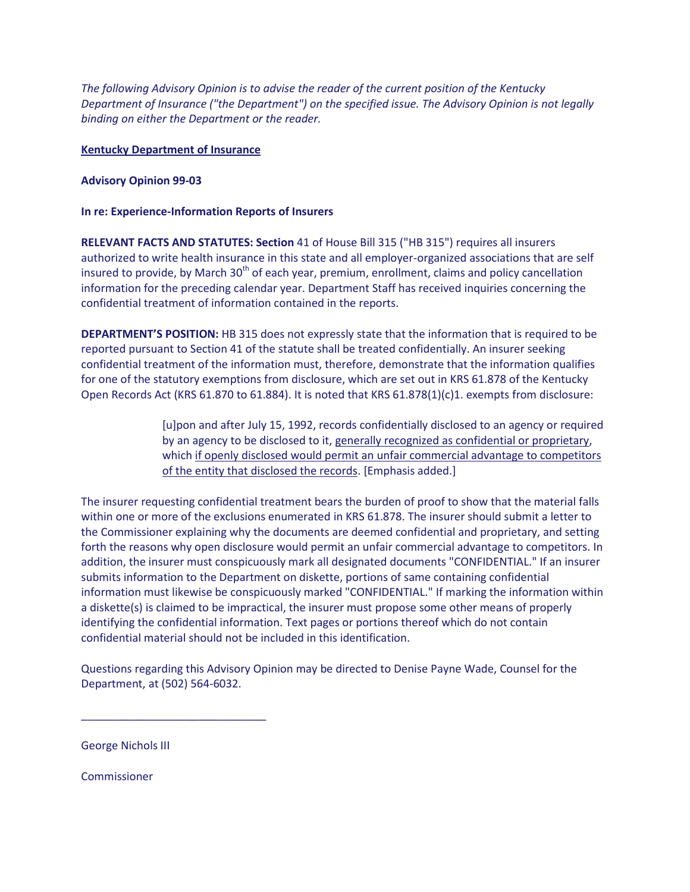*The following Advisory Opinion is to advise the reader of the current position of the Kentucky Department of Insurance ("the Department") on the specified issue. The Advisory Opinion is not legally binding on either the Department or the reader.*

<u>**Kentucky Department of Insurance**</u>

**Advisory Opinion 99-03**

**In re: Experience-Information Reports of Insurers**

**RELEVANT FACTS AND STATUTES: Section** 41 of House Bill 315 ("HB 315") requires all insurers authorized to write health insurance in this state and all employer-organized associations that are self insured to provide, by March 30th of each year, premium, enrollment, claims and policy cancellation information for the preceding calendar year. Department Staff has received inquiries concerning the confidential treatment of information contained in the reports.

**DEPARTMENT'S POSITION:** HB 315 does not expressly state that the information that is required to be reported pursuant to Section 41 of the statute shall be treated confidentially. An insurer seeking confidential treatment of the information must, therefore, demonstrate that the information qualifies for one of the statutory exemptions from disclosure, which are set out in KRS 61.878 of the Kentucky Open Records Act (KRS 61.870 to 61.884). It is noted that KRS 61.878(1)(c)1. exempts from disclosure:

> [u]pon and after July 15, 1992, records confidentially disclosed to an agency or required by an agency to be disclosed to it, <u>generally recognized as confidential or proprietary</u>, which <u>if openly disclosed would permit an unfair commercial advantage to competitors of the entity that disclosed the records</u>. [Emphasis added.]

The insurer requesting confidential treatment bears the burden of proof to show that the material falls within one or more of the exclusions enumerated in KRS 61.878. The insurer should submit a letter to the Commissioner explaining why the documents are deemed confidential and proprietary, and setting forth the reasons why open disclosure would permit an unfair commercial advantage to competitors. In addition, the insurer must conspicuously mark all designated documents "CONFIDENTIAL." If an insurer submits information to the Department on diskette, portions of same containing confidential information must likewise be conspicuously marked "CONFIDENTIAL." If marking the information within a diskette(s) is claimed to be impractical, the insurer must propose some other means of properly identifying the confidential information. Text pages or portions thereof which do not contain confidential material should not be included in this identification.

Questions regarding this Advisory Opinion may be directed to Denise Payne Wade, Counsel for the Department, at (502) 564-6032.

\_\_\_\_\_\_\_\_\_\_\_\_\_\_\_\_\_\_\_\_\_\_\_\_\_\_\_\_\_\_

George Nichols III

Commissioner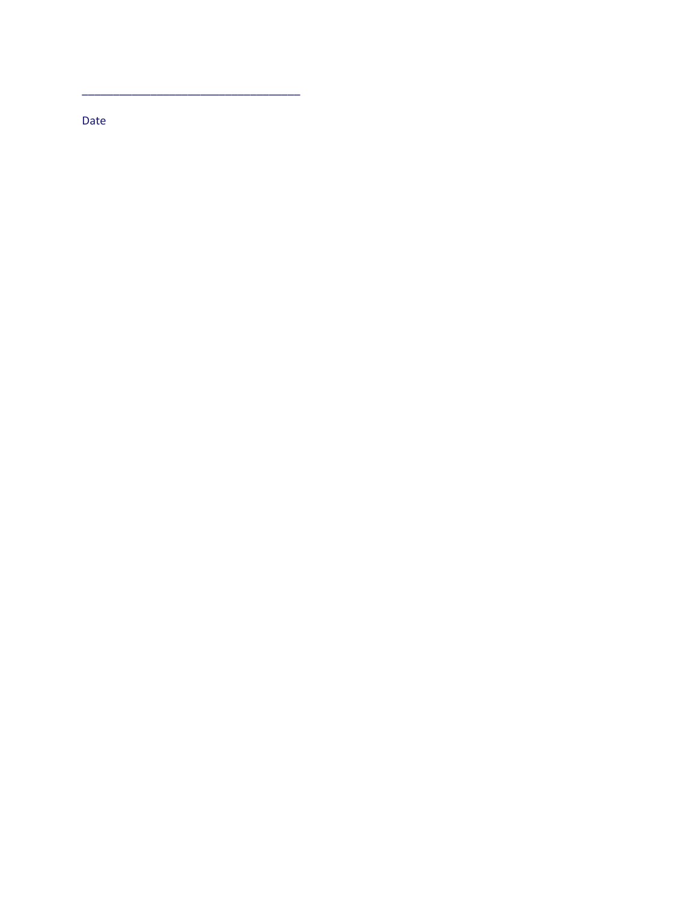___________________________________

Date